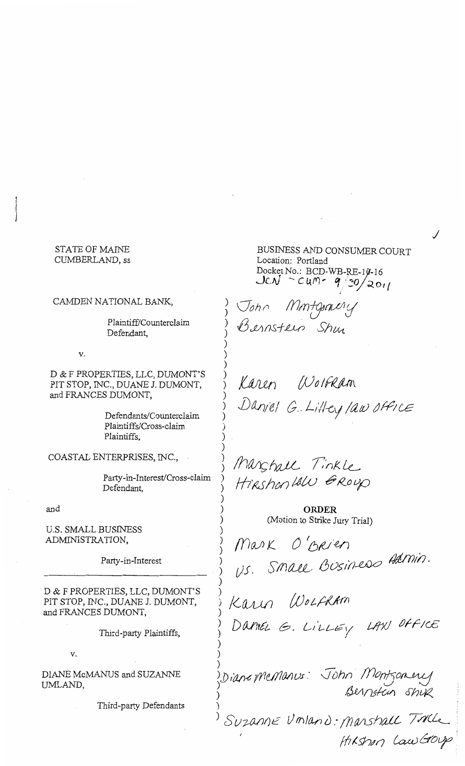STATE OF MAINE
CUMBERLAND, ss

BUSINESS AND CONSUMER COURT
Location: Portland
Docket No.: BCD-WB-RE-10-16
JCN - CUM - 9/30/2011

CAMDEN NATIONAL BANK,

Plaintiff/Counterclaim Defendant,

John Montgomery
Bernstein Shur

v.

D & F PROPERTIES, LLC, DUMONT'S PIT STOP, INC., DUANE J. DUMONT, and FRANCES DUMONT,

Defendants/Counterclaim Plaintiffs/Cross-claim Plaintiffs,

Karen Wolfram
Daniel G. Lilley law Office

COASTAL ENTERPRISES, INC.,

Party-in-Interest/Cross-claim Defendant,

Marshall Tinkle
Hirshon Law Group

and

U.S. SMALL BUSINESS ADMINISTRATION,

Party-in-Interest

**ORDER**
(Motion to Strike Jury Trial)

Mark O'Brien
US. Small Business Admin.

D & F PROPERTIES, LLC, DUMONT'S PIT STOP, INC., DUANE J. DUMONT, and FRANCES DUMONT,

Third-party Plaintiffs,

Karen Wolfram
Daniel G. Lilley Law Office

v.

DIANE McMANUS and SUZANNE UMLAND,

Third-party Defendants

Diane McManus: John Montgomery
Bernstein Shur

Suzanne Umland: Marshall Tinkle
Hirshon Law Group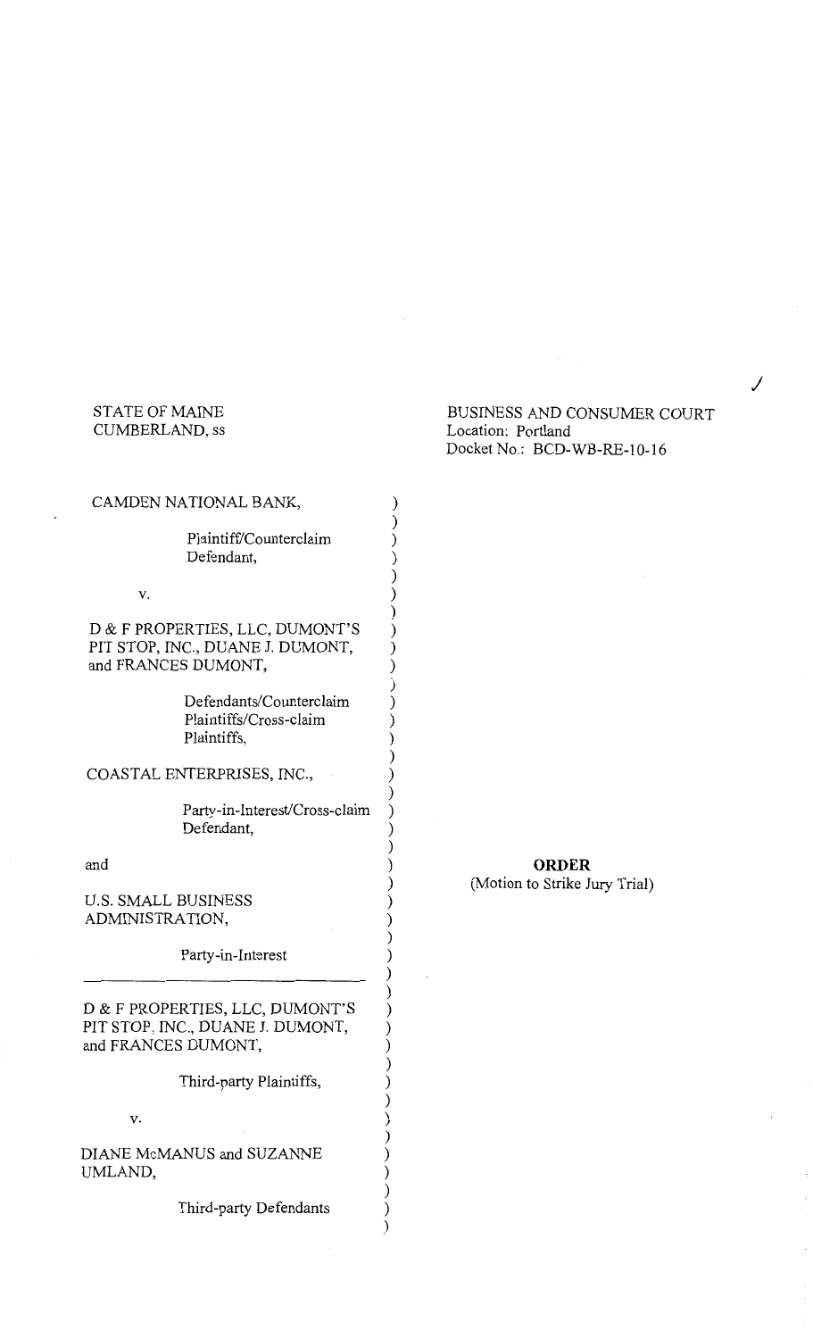STATE OF MAINE
CUMBERLAND, ss

BUSINESS AND CONSUMER COURT
Location: Portland
Docket No.: BCD-WB-RE-10-16

CAMDEN NATIONAL BANK,

Plaintiff/Counterclaim Defendant,

v.

D & F PROPERTIES, LLC, DUMONT'S PIT STOP, INC., DUANE J. DUMONT, and FRANCES DUMONT,

Defendants/Counterclaim Plaintiffs/Cross-claim Plaintiffs,

COASTAL ENTERPRISES, INC.,

Party-in-Interest/Cross-claim Defendant,

and

U.S. SMALL BUSINESS ADMINISTRATION,

Party-in-Interest

---

D & F PROPERTIES, LLC, DUMONT'S PIT STOP, INC., DUANE J. DUMONT, and FRANCES DUMONT,

Third-party Plaintiffs,

v.

DIANE McMANUS and SUZANNE UMLAND,

Third-party Defendants

**ORDER**
(Motion to Strike Jury Trial)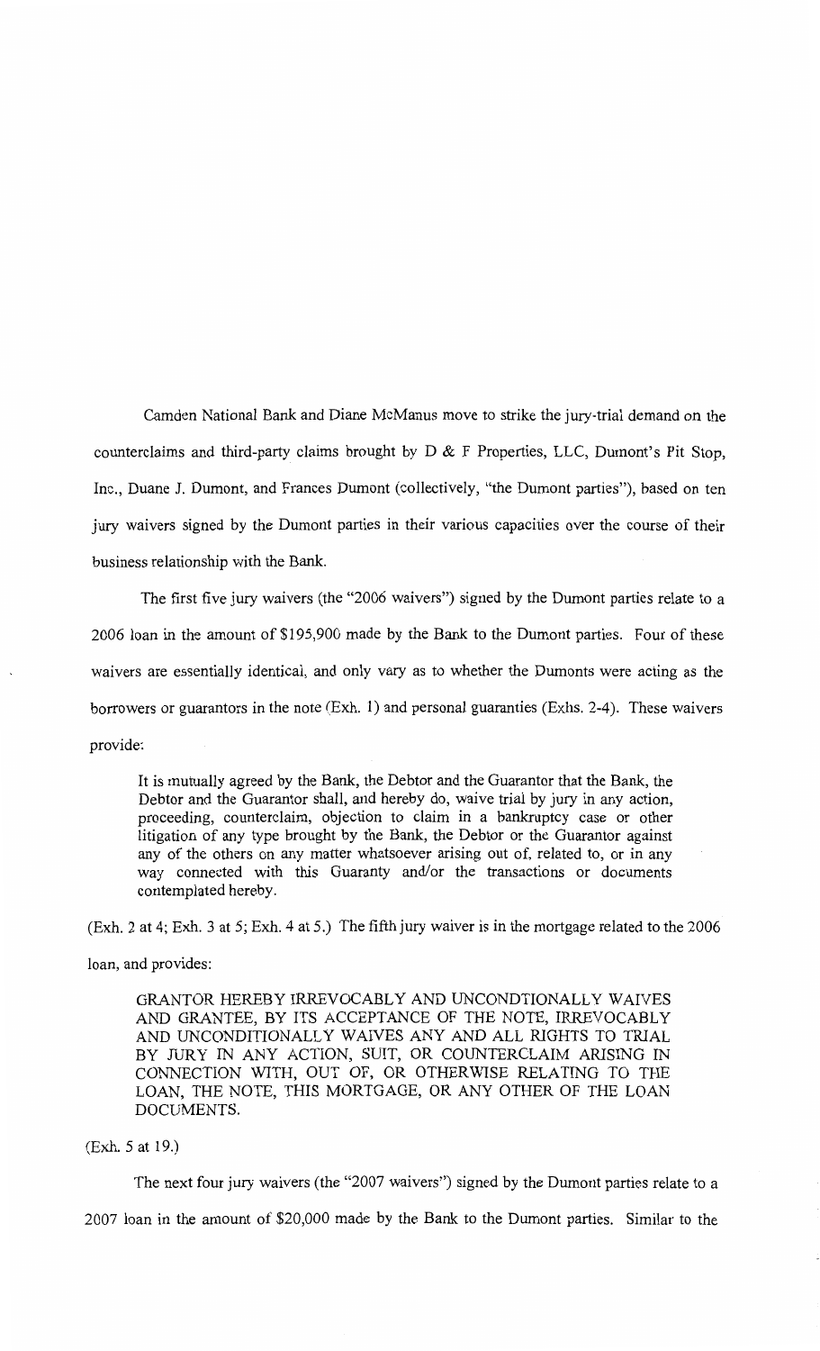Camden National Bank and Diane McManus move to strike the jury-trial demand on the counterclaims and third-party claims brought by D & F Properties, LLC, Dumont's Pit Stop, Inc., Duane J. Dumont, and Frances Dumont (collectively, "the Dumont parties"), based on ten jury waivers signed by the Dumont parties in their various capacities over the course of their business relationship with the Bank.

The first five jury waivers (the "2006 waivers") signed by the Dumont parties relate to a 2006 loan in the amount of $195,900 made by the Bank to the Dumont parties. Four of these waivers are essentially identical, and only vary as to whether the Dumonts were acting as the borrowers or guarantors in the note (Exh. 1) and personal guaranties (Exhs. 2-4). These waivers provide:

> It is mutually agreed by the Bank, the Debtor and the Guarantor that the Bank, the Debtor and the Guarantor shall, and hereby do, waive trial by jury in any action, proceeding, counterclaim, objection to claim in a bankruptcy case or other litigation of any type brought by the Bank, the Debtor or the Guarantor against any of the others on any matter whatsoever arising out of, related to, or in any way connected with this Guaranty and/or the transactions or documents contemplated hereby.

(Exh. 2 at 4; Exh. 3 at 5; Exh. 4 at 5.) The fifth jury waiver is in the mortgage related to the 2006 loan, and provides:

> GRANTOR HEREBY IRREVOCABLY AND UNCONDTIONALLY WAIVES AND GRANTEE, BY ITS ACCEPTANCE OF THE NOTE, IRREVOCABLY AND UNCONDITIONALLY WAIVES ANY AND ALL RIGHTS TO TRIAL BY JURY IN ANY ACTION, SUIT, OR COUNTERCLAIM ARISING IN CONNECTION WITH, OUT OF, OR OTHERWISE RELATING TO THE LOAN, THE NOTE, THIS MORTGAGE, OR ANY OTHER OF THE LOAN DOCUMENTS.

(Exh. 5 at 19.)

The next four jury waivers (the "2007 waivers") signed by the Dumont parties relate to a 2007 loan in the amount of $20,000 made by the Bank to the Dumont parties. Similar to the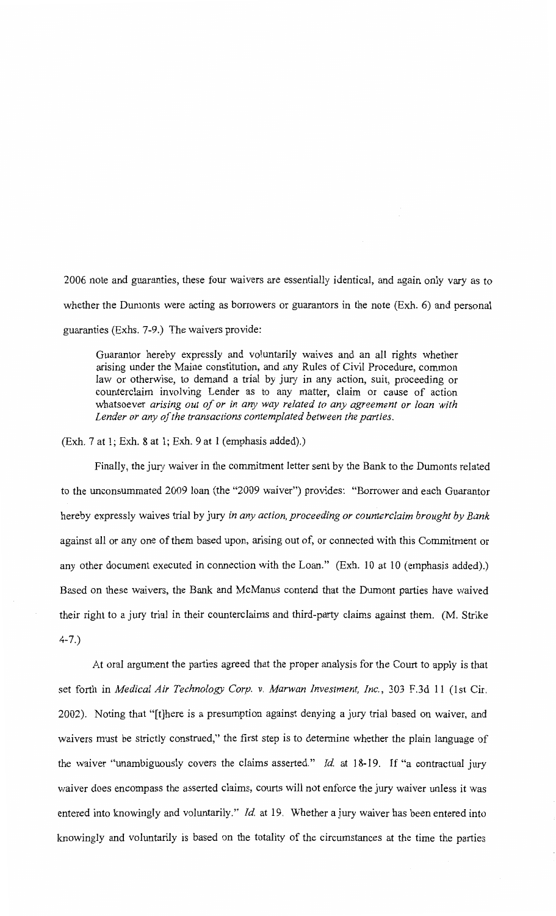2006 note and guaranties, these four waivers are essentially identical, and again only vary as to whether the Dumonts were acting as borrowers or guarantors in the note (Exh. 6) and personal guaranties (Exhs. 7-9.) The waivers provide:

> Guarantor hereby expressly and voluntarily waives and an all rights whether arising under the Maine constitution, and any Rules of Civil Procedure, common law or otherwise, to demand a trial by jury in any action, suit, proceeding or counterclaim involving Lender as to any matter, claim or cause of action whatsoever *arising out of or in any way related to any agreement or loan with Lender or any of the transactions contemplated between the parties.*

(Exh. 7 at 1; Exh. 8 at 1; Exh. 9 at 1 (emphasis added).)

Finally, the jury waiver in the commitment letter sent by the Bank to the Dumonts related to the unconsummated 2009 loan (the "2009 waiver") provides: "Borrower and each Guarantor hereby expressly waives trial by jury *in any action, proceeding or counterclaim brought by Bank* against all or any one of them based upon, arising out of, or connected with this Commitment or any other document executed in connection with the Loan." (Exh. 10 at 10 (emphasis added).) Based on these waivers, the Bank and McManus contend that the Dumont parties have waived their right to a jury trial in their counterclaims and third-party claims against them. (M. Strike 4-7.)

At oral argument the parties agreed that the proper analysis for the Court to apply is that set forth in *Medical Air Technology Corp. v. Marwan Investment, Inc.*, 303 F.3d 11 (1st Cir. 2002). Noting that "[t]here is a presumption against denying a jury trial based on waiver, and waivers must be strictly construed," the first step is to determine whether the plain language of the waiver "unambiguously covers the claims asserted." *Id.* at 18-19. If "a contractual jury waiver does encompass the asserted claims, courts will not enforce the jury waiver unless it was entered into knowingly and voluntarily." *Id.* at 19. Whether a jury waiver has been entered into knowingly and voluntarily is based on the totality of the circumstances at the time the parties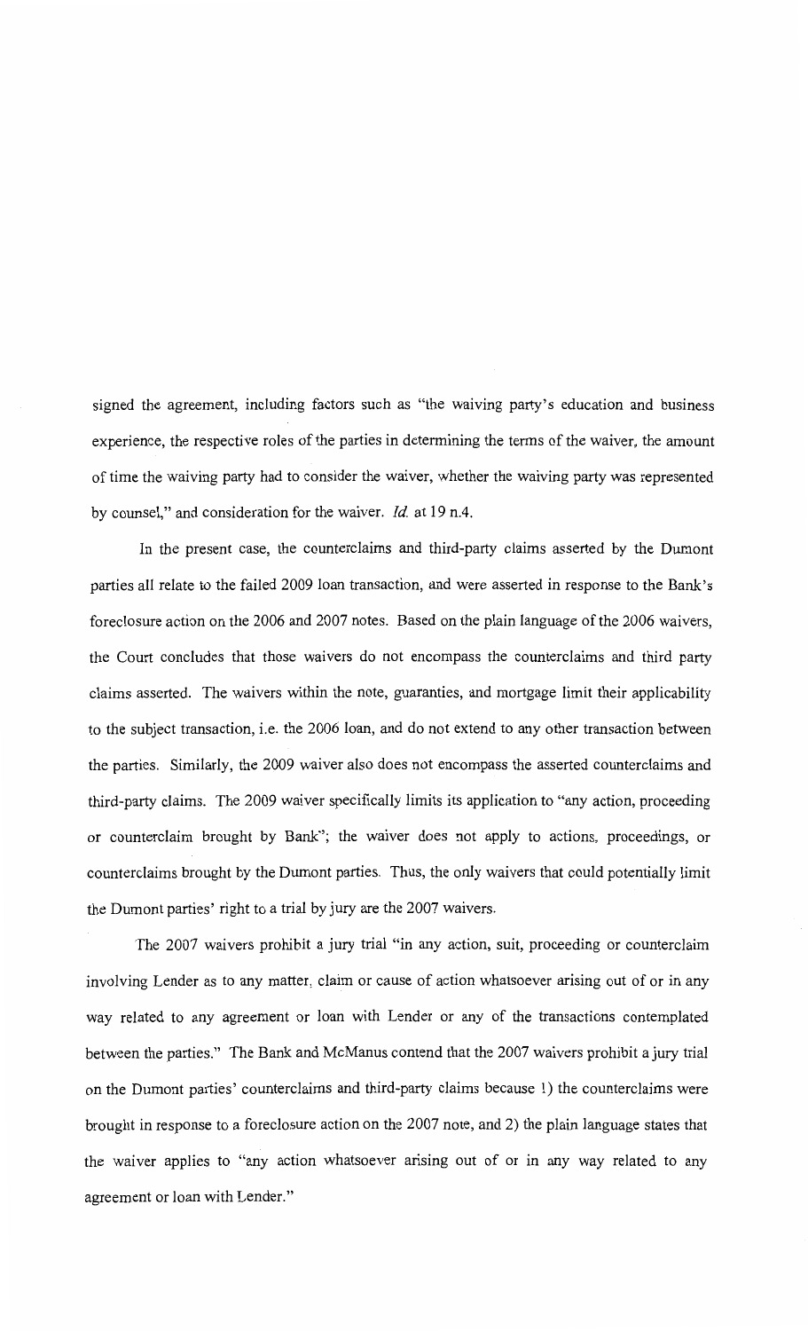signed the agreement, including factors such as "the waiving party's education and business experience, the respective roles of the parties in determining the terms of the waiver, the amount of time the waiving party had to consider the waiver, whether the waiving party was represented by counsel," and consideration for the waiver. *Id.* at 19 n.4.

In the present case, the counterclaims and third-party claims asserted by the Dumont parties all relate to the failed 2009 loan transaction, and were asserted in response to the Bank's foreclosure action on the 2006 and 2007 notes. Based on the plain language of the 2006 waivers, the Court concludes that those waivers do not encompass the counterclaims and third party claims asserted. The waivers within the note, guaranties, and mortgage limit their applicability to the subject transaction, i.e. the 2006 loan, and do not extend to any other transaction between the parties. Similarly, the 2009 waiver also does not encompass the asserted counterclaims and third-party claims. The 2009 waiver specifically limits its application to "any action, proceeding or counterclaim brought by Bank"; the waiver does not apply to actions, proceedings, or counterclaims brought by the Dumont parties. Thus, the only waivers that could potentially limit the Dumont parties' right to a trial by jury are the 2007 waivers.

The 2007 waivers prohibit a jury trial "in any action, suit, proceeding or counterclaim involving Lender as to any matter, claim or cause of action whatsoever arising out of or in any way related to any agreement or loan with Lender or any of the transactions contemplated between the parties." The Bank and McManus contend that the 2007 waivers prohibit a jury trial on the Dumont parties' counterclaims and third-party claims because 1) the counterclaims were brought in response to a foreclosure action on the 2007 note, and 2) the plain language states that the waiver applies to "any action whatsoever arising out of or in any way related to any agreement or loan with Lender."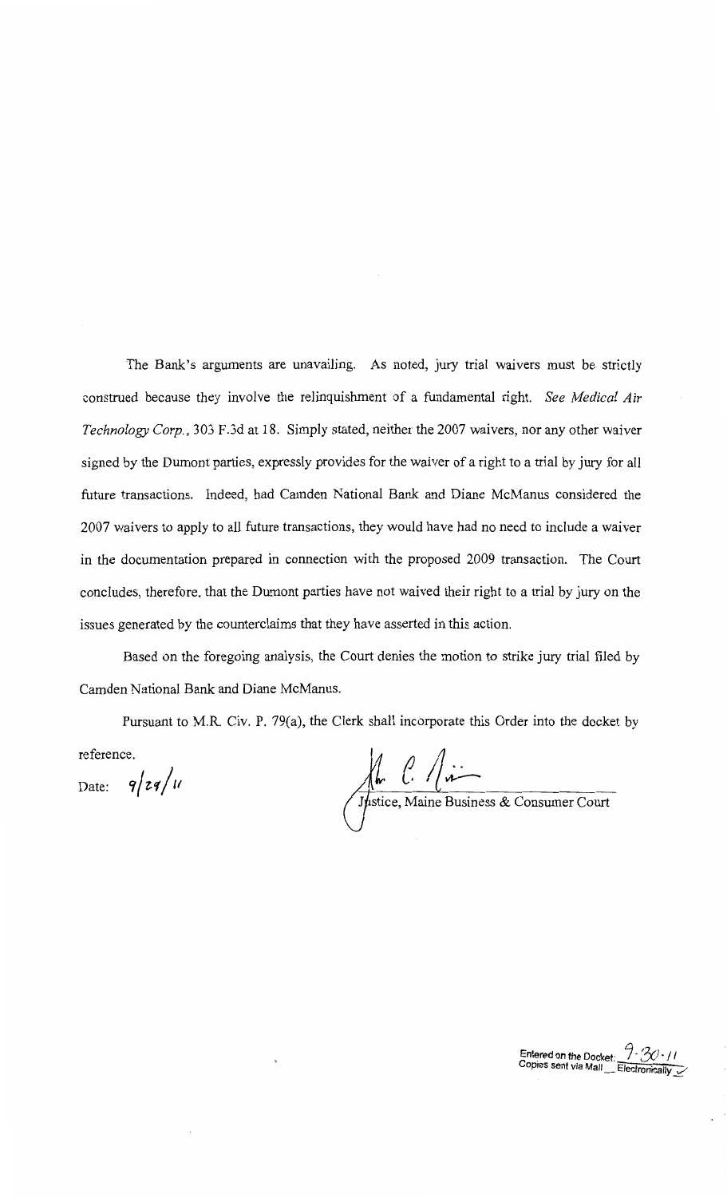The Bank's arguments are unavailing. As noted, jury trial waivers must be strictly construed because they involve the relinquishment of a fundamental right. *See Medical Air Technology Corp.*, 303 F.3d at 18. Simply stated, neither the 2007 waivers, nor any other waiver signed by the Dumont parties, expressly provides for the waiver of a right to a trial by jury for all future transactions. Indeed, had Camden National Bank and Diane McManus considered the 2007 waivers to apply to all future transactions, they would have had no need to include a waiver in the documentation prepared in connection with the proposed 2009 transaction. The Court concludes, therefore, that the Dumont parties have not waived their right to a trial by jury on the issues generated by the counterclaims that they have asserted in this action.

Based on the foregoing analysis, the Court denies the motion to strike jury trial filed by Camden National Bank and Diane McManus.

Pursuant to M.R. Civ. P. 79(a), the Clerk shall incorporate this Order into the docket by reference.

Date: 9/29/11

Justice, Maine Business & Consumer Court

Entered on the Docket: 9-30-11
Copies sent via Mail __ Electronically ✓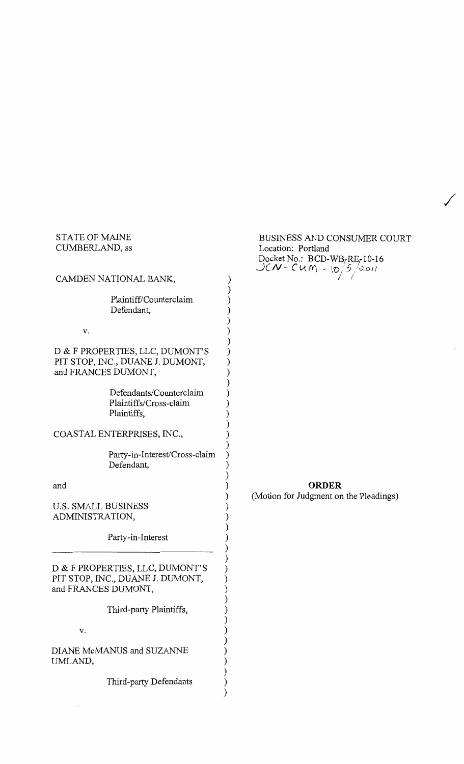STATE OF MAINE
CUMBERLAND, ss

BUSINESS AND CONSUMER COURT
Location: Portland
Docket No.: BCD-WB-RE-10-16
JCN-CUM - 10/5/2011

CAMDEN NATIONAL BANK,

Plaintiff/Counterclaim Defendant,

v.

D & F PROPERTIES, LLC, DUMONT'S PIT STOP, INC., DUANE J. DUMONT, and FRANCES DUMONT,

Defendants/Counterclaim Plaintiffs/Cross-claim Plaintiffs,

COASTAL ENTERPRISES, INC.,

Party-in-Interest/Cross-claim Defendant,

and

U.S. SMALL BUSINESS ADMINISTRATION,

Party-in-Interest

---

D & F PROPERTIES, LLC, DUMONT'S PIT STOP, INC., DUANE J. DUMONT, and FRANCES DUMONT,

Third-party Plaintiffs,

v.

DIANE McMANUS and SUZANNE UMLAND,

Third-party Defendants

**ORDER**
(Motion for Judgment on the Pleadings)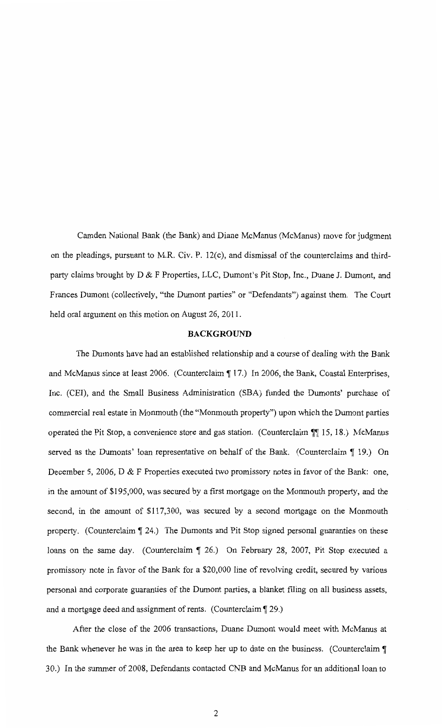Camden National Bank (the Bank) and Diane McManus (McManus) move for judgment on the pleadings, pursuant to M.R. Civ. P. 12(c), and dismissal of the counterclaims and third-party claims brought by D & F Properties, LLC, Dumont's Pit Stop, Inc., Duane J. Dumont, and Frances Dumont (collectively, "the Dumont parties" or "Defendants") against them. The Court held oral argument on this motion on August 26, 2011.

## BACKGROUND

The Dumonts have had an established relationship and a course of dealing with the Bank and McManus since at least 2006. (Counterclaim ¶ 17.) In 2006, the Bank, Coastal Enterprises, Inc. (CEI), and the Small Business Administration (SBA) funded the Dumonts' purchase of commercial real estate in Monmouth (the "Monmouth property") upon which the Dumont parties operated the Pit Stop, a convenience store and gas station. (Counterclaim ¶¶ 15, 18.) McManus served as the Dumonts' loan representative on behalf of the Bank. (Counterclaim ¶ 19.) On December 5, 2006, D & F Properties executed two promissory notes in favor of the Bank: one, in the amount of $195,000, was secured by a first mortgage on the Monmouth property, and the second, in the amount of $117,300, was secured by a second mortgage on the Monmouth property. (Counterclaim ¶ 24.) The Dumonts and Pit Stop signed personal guaranties on these loans on the same day. (Counterclaim ¶ 26.) On February 28, 2007, Pit Stop executed a promissory note in favor of the Bank for a $20,000 line of revolving credit, secured by various personal and corporate guaranties of the Dumont parties, a blanket filing on all business assets, and a mortgage deed and assignment of rents. (Counterclaim ¶ 29.)

After the close of the 2006 transactions, Duane Dumont would meet with McManus at the Bank whenever he was in the area to keep her up to date on the business. (Counterclaim ¶ 30.) In the summer of 2008, Defendants contacted CNB and McManus for an additional loan to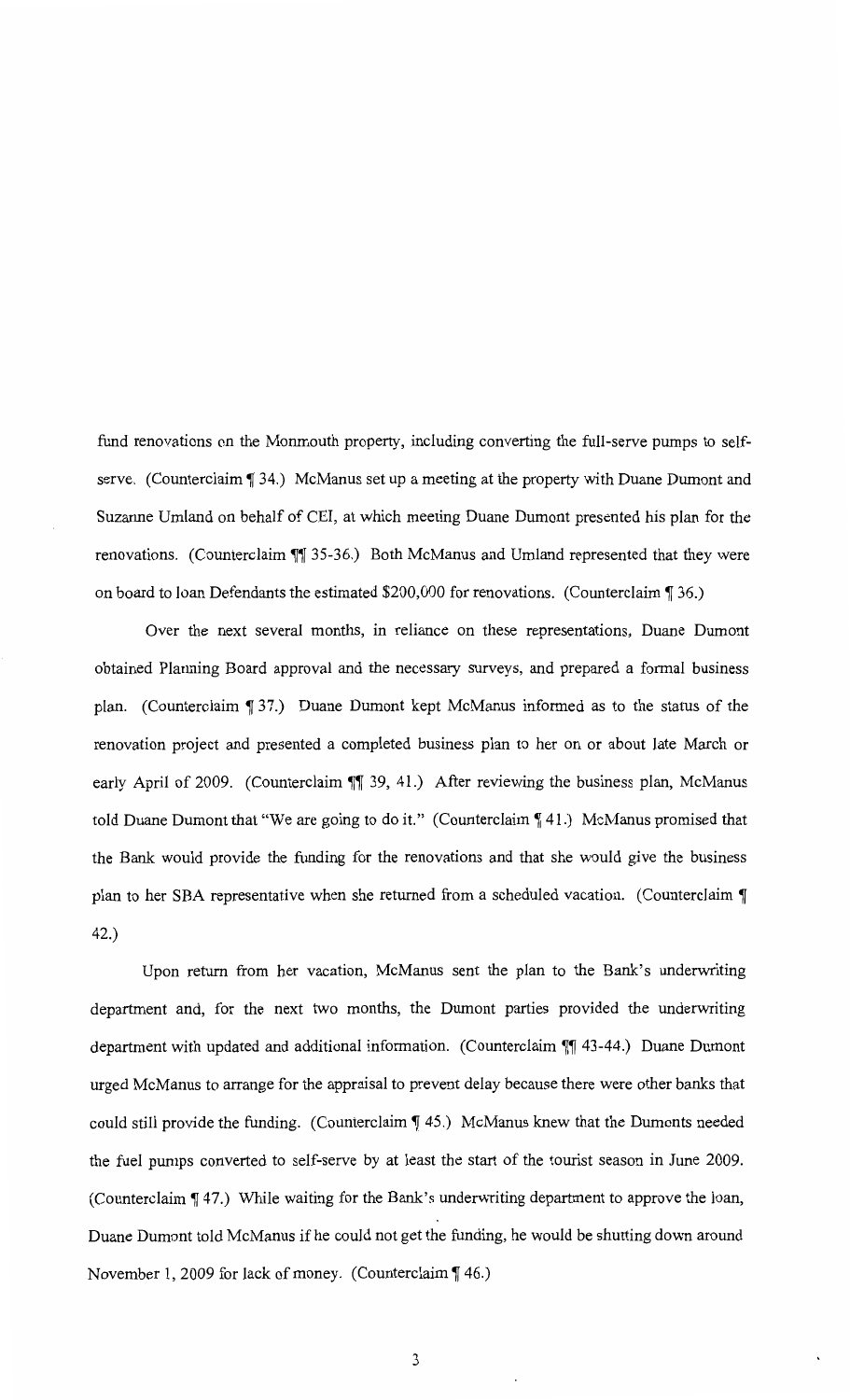fund renovations on the Monmouth property, including converting the full-serve pumps to self-serve. (Counterclaim ¶ 34.) McManus set up a meeting at the property with Duane Dumont and Suzanne Umland on behalf of CEI, at which meeting Duane Dumont presented his plan for the renovations. (Counterclaim ¶¶ 35-36.) Both McManus and Umland represented that they were on board to loan Defendants the estimated $200,000 for renovations. (Counterclaim ¶ 36.)

Over the next several months, in reliance on these representations, Duane Dumont obtained Planning Board approval and the necessary surveys, and prepared a formal business plan. (Counterclaim ¶ 37.) Duane Dumont kept McManus informed as to the status of the renovation project and presented a completed business plan to her on or about late March or early April of 2009. (Counterclaim ¶¶ 39, 41.) After reviewing the business plan, McManus told Duane Dumont that "We are going to do it." (Counterclaim ¶ 41.) McManus promised that the Bank would provide the funding for the renovations and that she would give the business plan to her SBA representative when she returned from a scheduled vacation. (Counterclaim ¶ 42.)

Upon return from her vacation, McManus sent the plan to the Bank's underwriting department and, for the next two months, the Dumont parties provided the underwriting department with updated and additional information. (Counterclaim ¶¶ 43-44.) Duane Dumont urged McManus to arrange for the appraisal to prevent delay because there were other banks that could still provide the funding. (Counterclaim ¶ 45.) McManus knew that the Dumonts needed the fuel pumps converted to self-serve by at least the start of the tourist season in June 2009. (Counterclaim ¶ 47.) While waiting for the Bank's underwriting department to approve the loan, Duane Dumont told McManus if he could not get the funding, he would be shutting down around November 1, 2009 for lack of money. (Counterclaim ¶ 46.)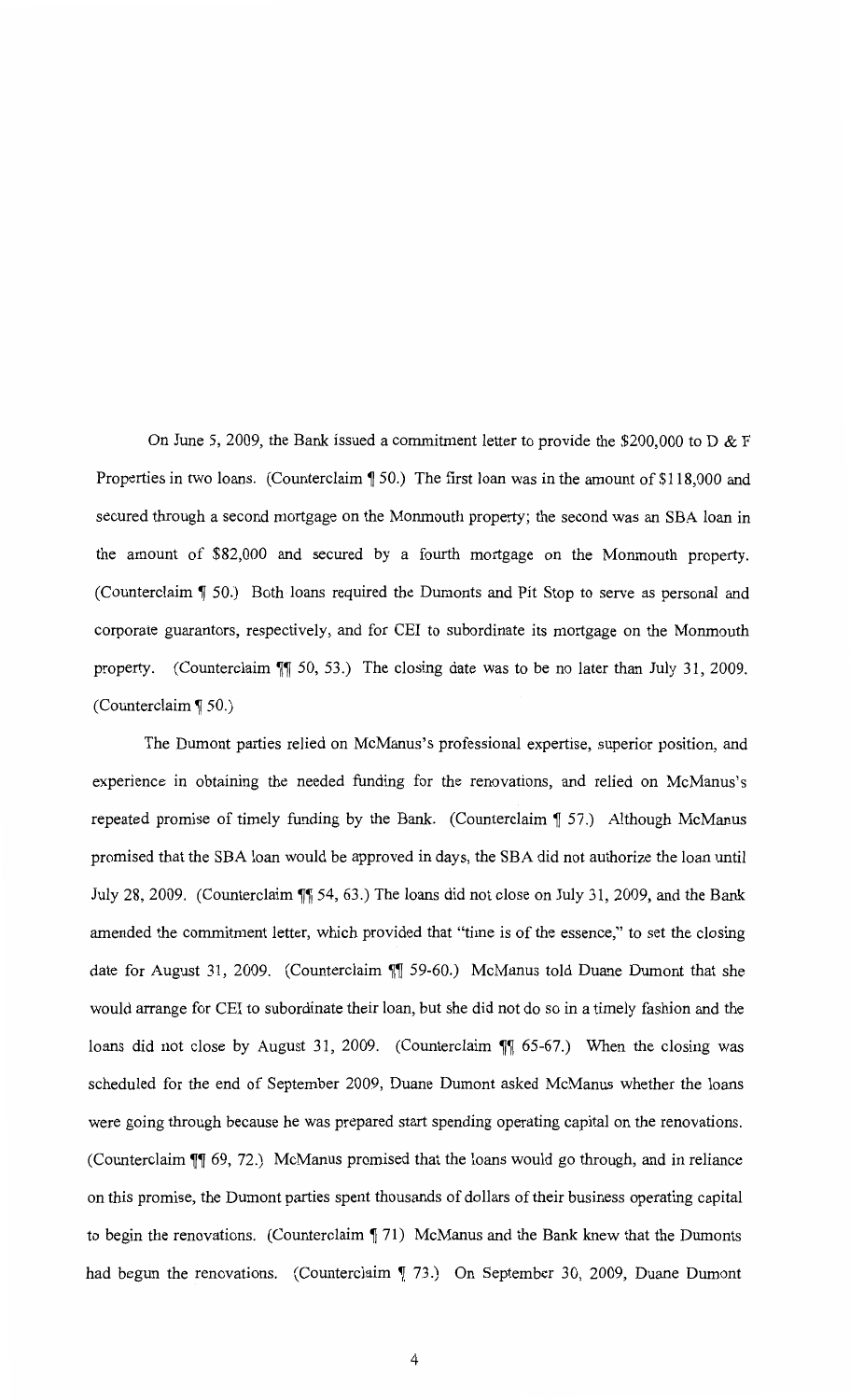On June 5, 2009, the Bank issued a commitment letter to provide the $200,000 to D & F Properties in two loans. (Counterclaim ¶ 50.) The first loan was in the amount of $118,000 and secured through a second mortgage on the Monmouth property; the second was an SBA loan in the amount of $82,000 and secured by a fourth mortgage on the Monmouth property. (Counterclaim ¶ 50.) Both loans required the Dumonts and Pit Stop to serve as personal and corporate guarantors, respectively, and for CEI to subordinate its mortgage on the Monmouth property. (Counterclaim ¶¶ 50, 53.) The closing date was to be no later than July 31, 2009. (Counterclaim ¶ 50.)

The Dumont parties relied on McManus's professional expertise, superior position, and experience in obtaining the needed funding for the renovations, and relied on McManus's repeated promise of timely funding by the Bank. (Counterclaim ¶ 57.) Although McManus promised that the SBA loan would be approved in days, the SBA did not authorize the loan until July 28, 2009. (Counterclaim ¶¶ 54, 63.) The loans did not close on July 31, 2009, and the Bank amended the commitment letter, which provided that "time is of the essence," to set the closing date for August 31, 2009. (Counterclaim ¶¶ 59-60.) McManus told Duane Dumont that she would arrange for CEI to subordinate their loan, but she did not do so in a timely fashion and the loans did not close by August 31, 2009. (Counterclaim ¶¶ 65-67.) When the closing was scheduled for the end of September 2009, Duane Dumont asked McManus whether the loans were going through because he was prepared start spending operating capital on the renovations. (Counterclaim ¶¶ 69, 72.) McManus promised that the loans would go through, and in reliance on this promise, the Dumont parties spent thousands of dollars of their business operating capital to begin the renovations. (Counterclaim ¶ 71) McManus and the Bank knew that the Dumonts had begun the renovations. (Counterclaim ¶ 73.) On September 30, 2009, Duane Dumont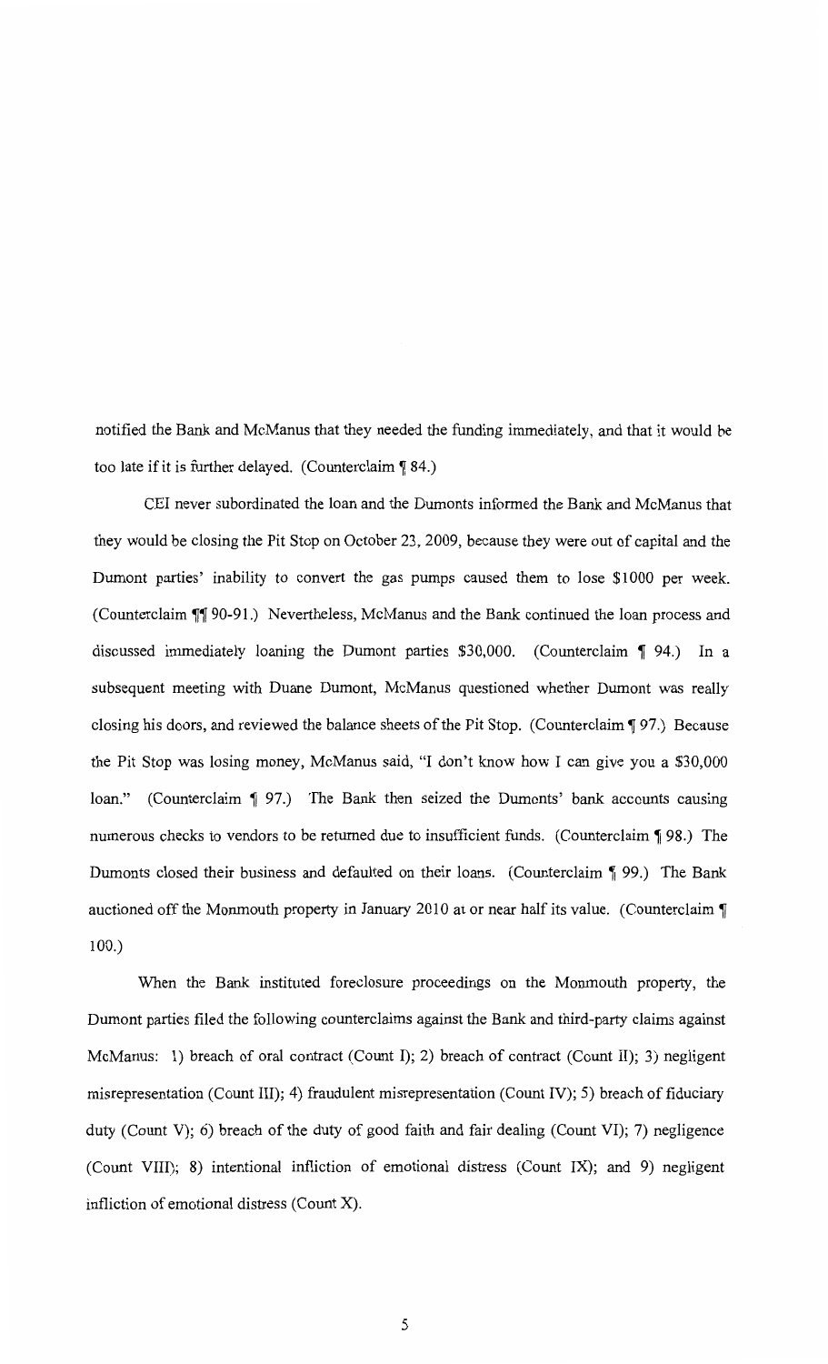notified the Bank and McManus that they needed the funding immediately, and that it would be too late if it is further delayed. (Counterclaim ¶ 84.)

CEI never subordinated the loan and the Dumonts informed the Bank and McManus that they would be closing the Pit Stop on October 23, 2009, because they were out of capital and the Dumont parties' inability to convert the gas pumps caused them to lose $1000 per week. (Counterclaim ¶¶ 90-91.) Nevertheless, McManus and the Bank continued the loan process and discussed immediately loaning the Dumont parties $30,000. (Counterclaim ¶ 94.) In a subsequent meeting with Duane Dumont, McManus questioned whether Dumont was really closing his doors, and reviewed the balance sheets of the Pit Stop. (Counterclaim ¶ 97.) Because the Pit Stop was losing money, McManus said, "I don't know how I can give you a $30,000 loan." (Counterclaim ¶ 97.) The Bank then seized the Dumonts' bank accounts causing numerous checks to vendors to be returned due to insufficient funds. (Counterclaim ¶ 98.) The Dumonts closed their business and defaulted on their loans. (Counterclaim ¶ 99.) The Bank auctioned off the Monmouth property in January 2010 at or near half its value. (Counterclaim ¶ 100.)

When the Bank instituted foreclosure proceedings on the Monmouth property, the Dumont parties filed the following counterclaims against the Bank and third-party claims against McManus: 1) breach of oral contract (Count I); 2) breach of contract (Count II); 3) negligent misrepresentation (Count III); 4) fraudulent misrepresentation (Count IV); 5) breach of fiduciary duty (Count V); 6) breach of the duty of good faith and fair dealing (Count VI); 7) negligence (Count VIII); 8) intentional infliction of emotional distress (Count IX); and 9) negligent infliction of emotional distress (Count X).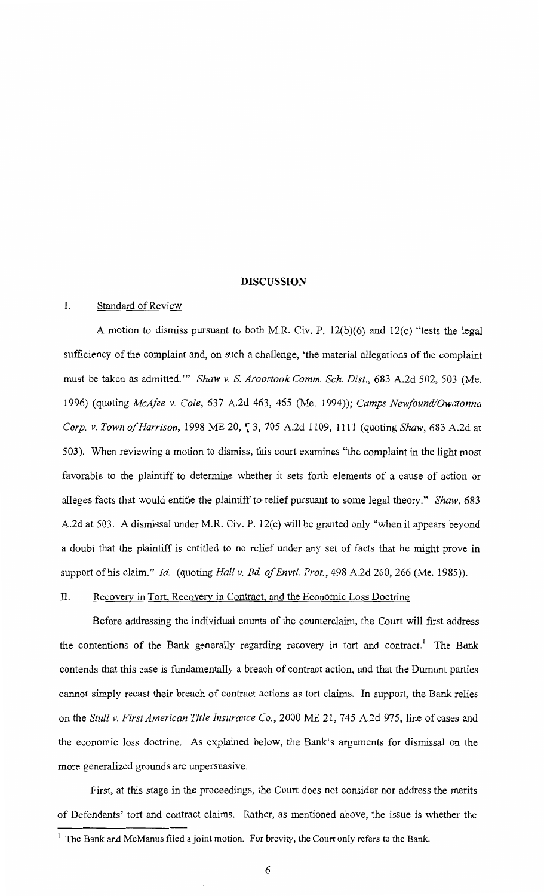## DISCUSSION

### I. Standard of Review

A motion to dismiss pursuant to both M.R. Civ. P. 12(b)(6) and 12(c) "tests the legal sufficiency of the complaint and, on such a challenge, 'the material allegations of the complaint must be taken as admitted.'" *Shaw v. S. Aroostook Comm. Sch. Dist.*, 683 A.2d 502, 503 (Me. 1996) (quoting *McAfee v. Cole*, 637 A.2d 463, 465 (Me. 1994)); *Camps Newfound/Owatonna Corp. v. Town of Harrison*, 1998 ME 20, ¶ 3, 705 A.2d 1109, 1111 (quoting *Shaw*, 683 A.2d at 503). When reviewing a motion to dismiss, this court examines "the complaint in the light most favorable to the plaintiff to determine whether it sets forth elements of a cause of action or alleges facts that would entitle the plaintiff to relief pursuant to some legal theory." *Shaw*, 683 A.2d at 503. A dismissal under M.R. Civ. P. 12(c) will be granted only "when it appears beyond a doubt that the plaintiff is entitled to no relief under any set of facts that he might prove in support of his claim." *Id.* (quoting *Hall v. Bd. of Envtl. Prot.*, 498 A.2d 260, 266 (Me. 1985)).

### II. Recovery in Tort, Recovery in Contract, and the Economic Loss Doctrine

Before addressing the individual counts of the counterclaim, the Court will first address the contentions of the Bank generally regarding recovery in tort and contract.[1] The Bank contends that this case is fundamentally a breach of contract action, and that the Dumont parties cannot simply recast their breach of contract actions as tort claims. In support, the Bank relies on the *Stull v. First American Title Insurance Co.*, 2000 ME 21, 745 A.2d 975, line of cases and the economic loss doctrine. As explained below, the Bank's arguments for dismissal on the more generalized grounds are unpersuasive.

First, at this stage in the proceedings, the Court does not consider nor address the merits of Defendants' tort and contract claims. Rather, as mentioned above, the issue is whether the

[1] The Bank and McManus filed a joint motion. For brevity, the Court only refers to the Bank.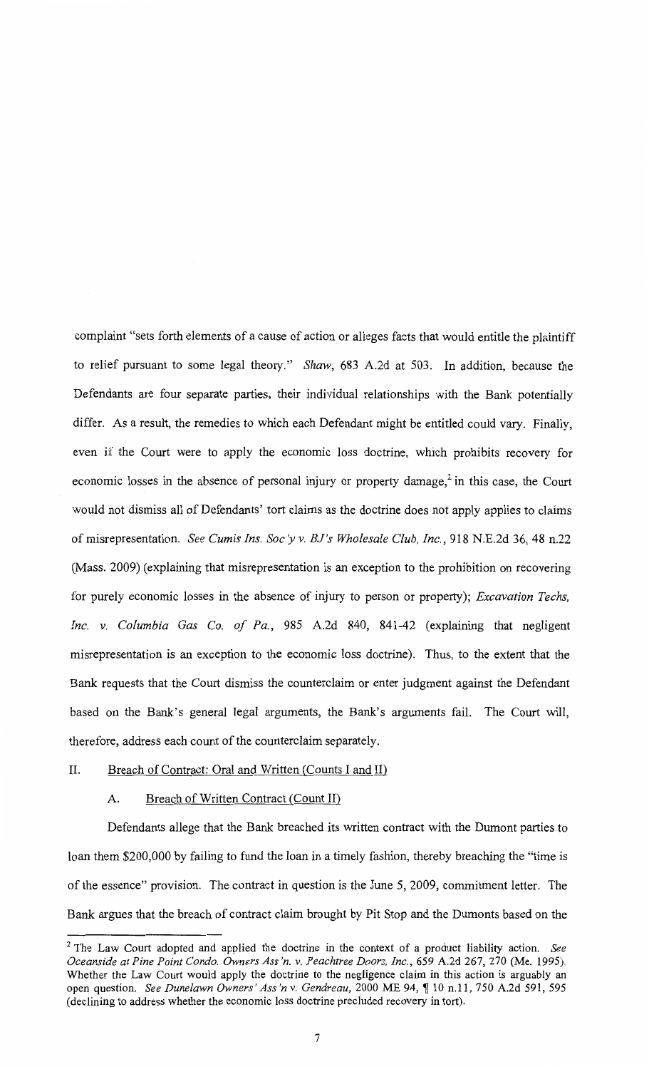complaint "sets forth elements of a cause of action or alleges facts that would entitle the plaintiff to relief pursuant to some legal theory." *Shaw*, 683 A.2d at 503. In addition, because the Defendants are four separate parties, their individual relationships with the Bank potentially differ. As a result, the remedies to which each Defendant might be entitled could vary. Finally, even if the Court were to apply the economic loss doctrine, which prohibits recovery for economic losses in the absence of personal injury or property damage,[2] in this case, the Court would not dismiss all of Defendants' tort claims as the doctrine does not apply applies to claims of misrepresentation. *See Cumis Ins. Soc'y v. BJ's Wholesale Club, Inc.*, 918 N.E.2d 36, 48 n.22 (Mass. 2009) (explaining that misrepresentation is an exception to the prohibition on recovering for purely economic losses in the absence of injury to person or property); *Excavation Techs, Inc. v. Columbia Gas Co. of Pa.*, 985 A.2d 840, 841-42 (explaining that negligent misrepresentation is an exception to the economic loss doctrine). Thus, to the extent that the Bank requests that the Court dismiss the counterclaim or enter judgment against the Defendant based on the Bank's general legal arguments, the Bank's arguments fail. The Court will, therefore, address each count of the counterclaim separately.

## II. Breach of Contract: Oral and Written (Counts I and II)

### A. Breach of Written Contract (Count II)

Defendants allege that the Bank breached its written contract with the Dumont parties to loan them $200,000 by failing to fund the loan in a timely fashion, thereby breaching the "time is of the essence" provision. The contract in question is the June 5, 2009, commitment letter. The Bank argues that the breach of contract claim brought by Pit Stop and the Dumonts based on the

---

[2] The Law Court adopted and applied the doctrine in the context of a product liability action. *See Oceanside at Pine Point Condo. Owners Ass'n. v. Peachtree Doors, Inc.*, 659 A.2d 267, 270 (Me. 1995). Whether the Law Court would apply the doctrine to the negligence claim in this action is arguably an open question. *See Dunelawn Owners' Ass'n v. Gendreau*, 2000 ME 94, ¶ 10 n.11, 750 A.2d 591, 595 (declining to address whether the economic loss doctrine precluded recovery in tort).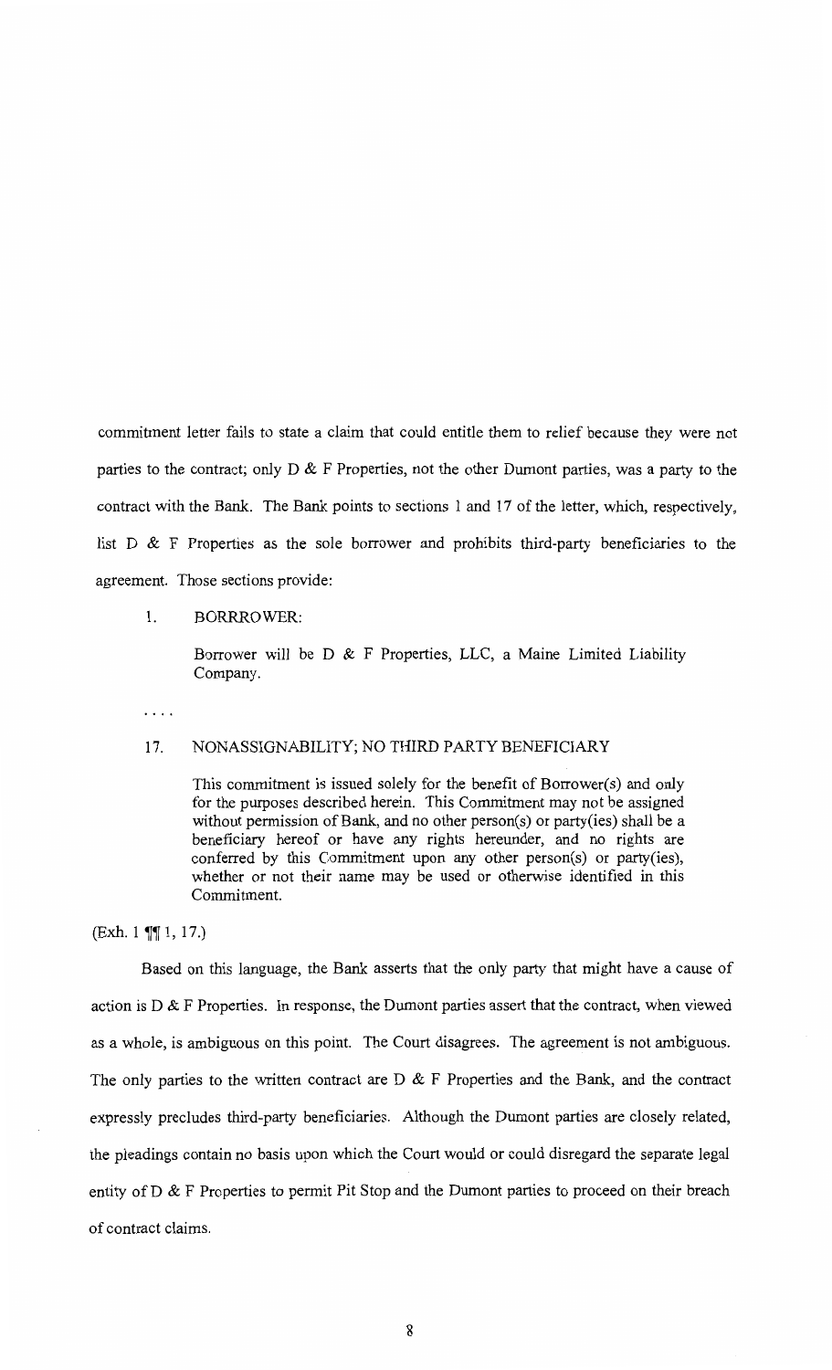commitment letter fails to state a claim that could entitle them to relief because they were not parties to the contract; only D & F Properties, not the other Dumont parties, was a party to the contract with the Bank. The Bank points to sections 1 and 17 of the letter, which, respectively, list D & F Properties as the sole borrower and prohibits third-party beneficiaries to the agreement. Those sections provide:

> 1. BORRROWER:
>
> Borrower will be D & F Properties, LLC, a Maine Limited Liability Company.
>
> . . . .
>
> 17. NONASSIGNABILITY; NO THIRD PARTY BENEFICIARY
>
> This commitment is issued solely for the benefit of Borrower(s) and only for the purposes described herein. This Commitment may not be assigned without permission of Bank, and no other person(s) or party(ies) shall be a beneficiary hereof or have any rights hereunder, and no rights are conferred by this Commitment upon any other person(s) or party(ies), whether or not their name may be used or otherwise identified in this Commitment.

(Exh. 1 ¶¶ 1, 17.)

Based on this language, the Bank asserts that the only party that might have a cause of action is D & F Properties. In response, the Dumont parties assert that the contract, when viewed as a whole, is ambiguous on this point. The Court disagrees. The agreement is not ambiguous. The only parties to the written contract are D & F Properties and the Bank, and the contract expressly precludes third-party beneficiaries. Although the Dumont parties are closely related, the pleadings contain no basis upon which the Court would or could disregard the separate legal entity of D & F Properties to permit Pit Stop and the Dumont parties to proceed on their breach of contract claims.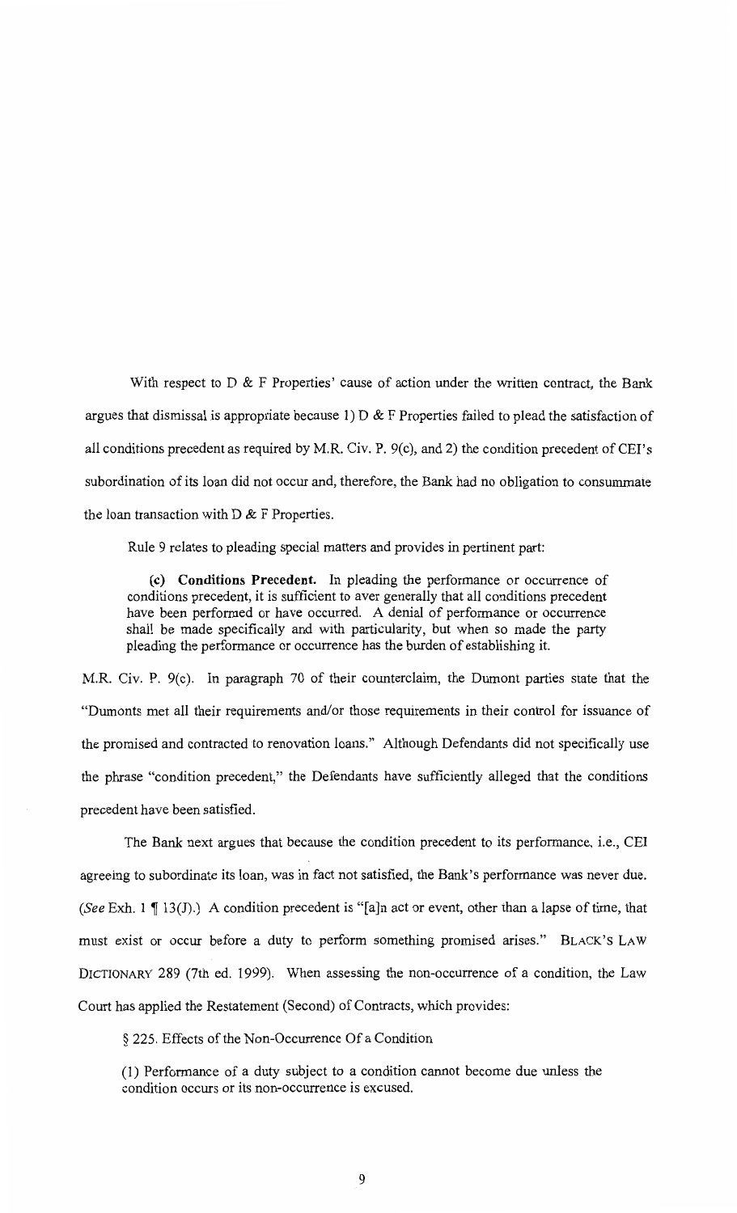With respect to D & F Properties' cause of action under the written contract, the Bank argues that dismissal is appropriate because 1) D & F Properties failed to plead the satisfaction of all conditions precedent as required by M.R. Civ. P. 9(c), and 2) the condition precedent of CEI's subordination of its loan did not occur and, therefore, the Bank had no obligation to consummate the loan transaction with D & F Properties.

Rule 9 relates to pleading special matters and provides in pertinent part:

> **(c) Conditions Precedent.** In pleading the performance or occurrence of conditions precedent, it is sufficient to aver generally that all conditions precedent have been performed or have occurred. A denial of performance or occurrence shall be made specifically and with particularity, but when so made the party pleading the performance or occurrence has the burden of establishing it.

M.R. Civ. P. 9(c). In paragraph 70 of their counterclaim, the Dumont parties state that the "Dumonts met all their requirements and/or those requirements in their control for issuance of the promised and contracted to renovation loans." Although Defendants did not specifically use the phrase "condition precedent," the Defendants have sufficiently alleged that the conditions precedent have been satisfied.

The Bank next argues that because the condition precedent to its performance, i.e., CEI agreeing to subordinate its loan, was in fact not satisfied, the Bank's performance was never due. (*See* Exh. 1 ¶ 13(J).) A condition precedent is "[a]n act or event, other than a lapse of time, that must exist or occur before a duty to perform something promised arises." BLACK'S LAW DICTIONARY 289 (7th ed. 1999). When assessing the non-occurrence of a condition, the Law Court has applied the Restatement (Second) of Contracts, which provides:

> § 225. Effects of the Non-Occurrence Of a Condition
>
> (1) Performance of a duty subject to a condition cannot become due unless the condition occurs or its non-occurrence is excused.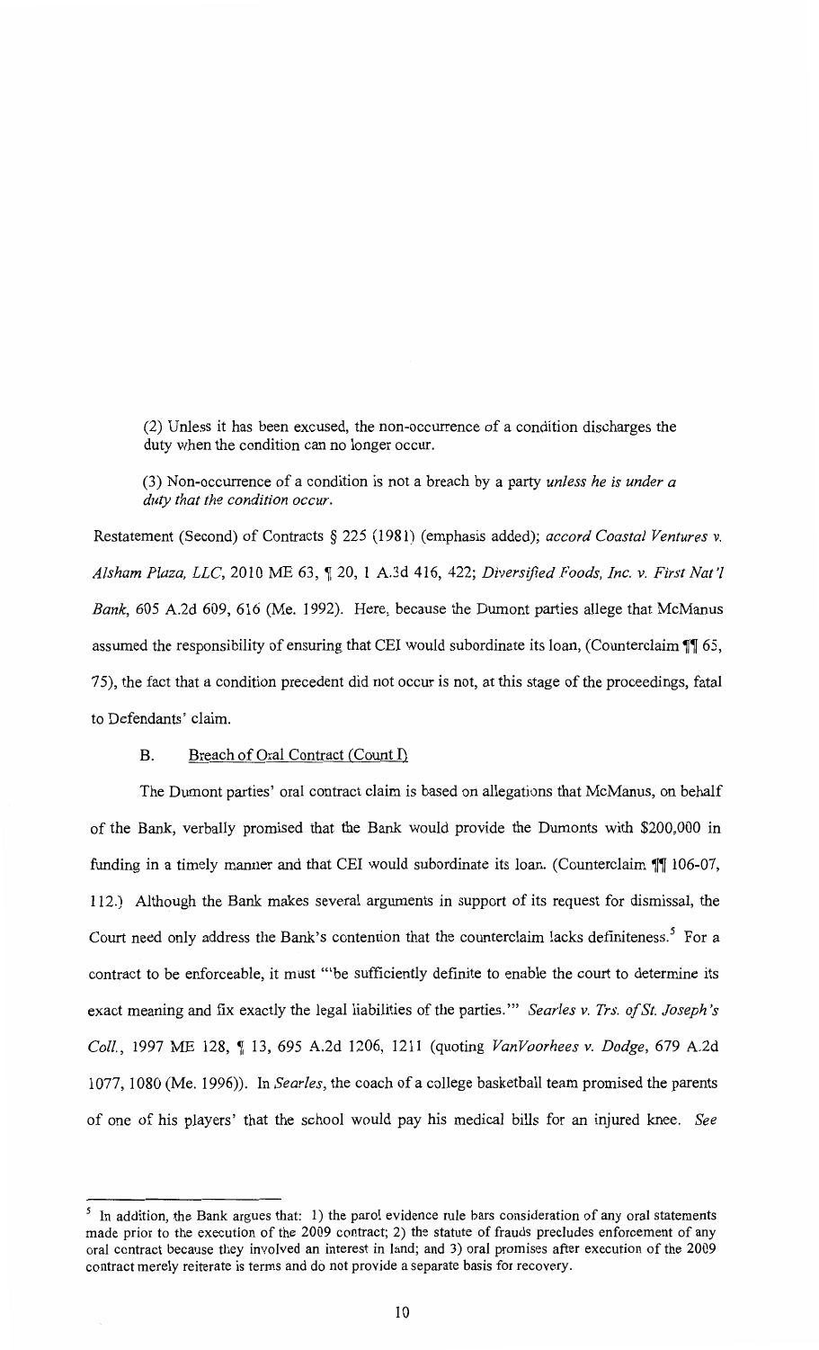> (2) Unless it has been excused, the non-occurrence of a condition discharges the duty when the condition can no longer occur.
>
> (3) Non-occurrence of a condition is not a breach by a party *unless he is under a duty that the condition occur.*

Restatement (Second) of Contracts § 225 (1981) (emphasis added); *accord Coastal Ventures v. Alsham Plaza, LLC*, 2010 ME 63, ¶ 20, 1 A.3d 416, 422; *Diversified Foods, Inc. v. First Nat'l Bank*, 605 A.2d 609, 616 (Me. 1992). Here, because the Dumont parties allege that McManus assumed the responsibility of ensuring that CEI would subordinate its loan, (Counterclaim ¶¶ 65, 75), the fact that a condition precedent did not occur is not, at this stage of the proceedings, fatal to Defendants' claim.

### B. Breach of Oral Contract (Count I)

The Dumont parties' oral contract claim is based on allegations that McManus, on behalf of the Bank, verbally promised that the Bank would provide the Dumonts with $200,000 in funding in a timely manner and that CEI would subordinate its loan. (Counterclaim ¶¶ 106-07, 112.) Although the Bank makes several arguments in support of its request for dismissal, the Court need only address the Bank's contention that the counterclaim lacks definiteness.[5] For a contract to be enforceable, it must "'be sufficiently definite to enable the court to determine its exact meaning and fix exactly the legal liabilities of the parties.'" *Searles v. Trs. of St. Joseph's Coll.*, 1997 ME 128, ¶ 13, 695 A.2d 1206, 1211 (quoting *VanVoorhees v. Dodge*, 679 A.2d 1077, 1080 (Me. 1996)). In *Searles*, the coach of a college basketball team promised the parents of one of his players' that the school would pay his medical bills for an injured knee. *See*

---

[5] In addition, the Bank argues that: 1) the parol evidence rule bars consideration of any oral statements made prior to the execution of the 2009 contract; 2) the statute of frauds precludes enforcement of any oral contract because they involved an interest in land; and 3) oral promises after execution of the 2009 contract merely reiterate is terms and do not provide a separate basis for recovery.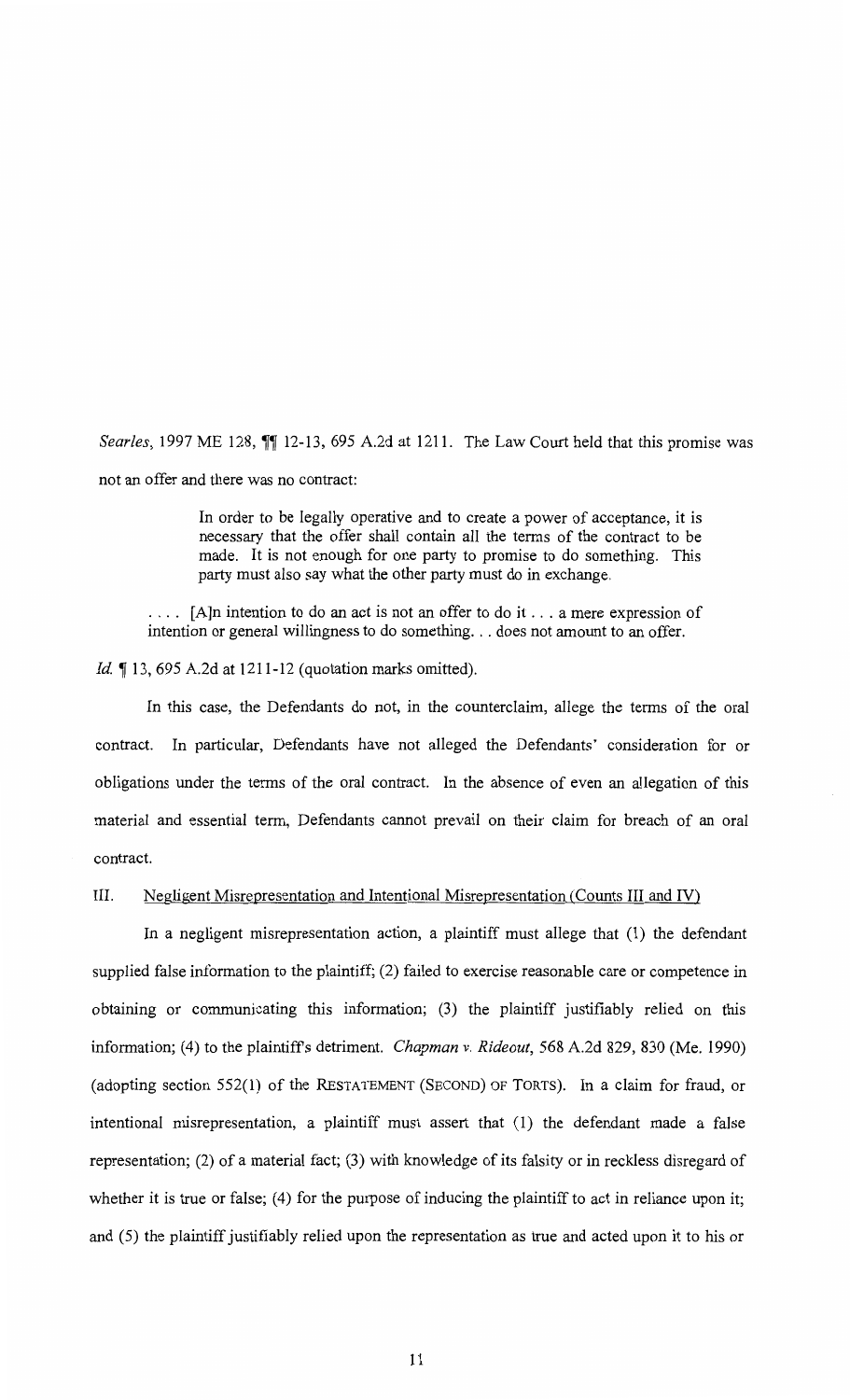*Searles*, 1997 ME 128, ¶¶ 12-13, 695 A.2d at 1211. The Law Court held that this promise was not an offer and there was no contract:

> In order to be legally operative and to create a power of acceptance, it is necessary that the offer shall contain all the terms of the contract to be made. It is not enough for one party to promise to do something. This party must also say what the other party must do in exchange.
>
> . . . . [A]n intention to do an act is not an offer to do it . . . a mere expression of intention or general willingness to do something. . . does not amount to an offer.

*Id.* ¶ 13, 695 A.2d at 1211-12 (quotation marks omitted).

In this case, the Defendants do not, in the counterclaim, allege the terms of the oral contract. In particular, Defendants have not alleged the Defendants' consideration for or obligations under the terms of the oral contract. In the absence of even an allegation of this material and essential term, Defendants cannot prevail on their claim for breach of an oral contract.

## III. Negligent Misrepresentation and Intentional Misrepresentation (Counts III and IV)

In a negligent misrepresentation action, a plaintiff must allege that (1) the defendant supplied false information to the plaintiff; (2) failed to exercise reasonable care or competence in obtaining or communicating this information; (3) the plaintiff justifiably relied on this information; (4) to the plaintiff's detriment. *Chapman v. Rideout*, 568 A.2d 829, 830 (Me. 1990) (adopting section 552(1) of the RESTATEMENT (SECOND) OF TORTS). In a claim for fraud, or intentional misrepresentation, a plaintiff must assert that (1) the defendant made a false representation; (2) of a material fact; (3) with knowledge of its falsity or in reckless disregard of whether it is true or false; (4) for the purpose of inducing the plaintiff to act in reliance upon it; and (5) the plaintiff justifiably relied upon the representation as true and acted upon it to his or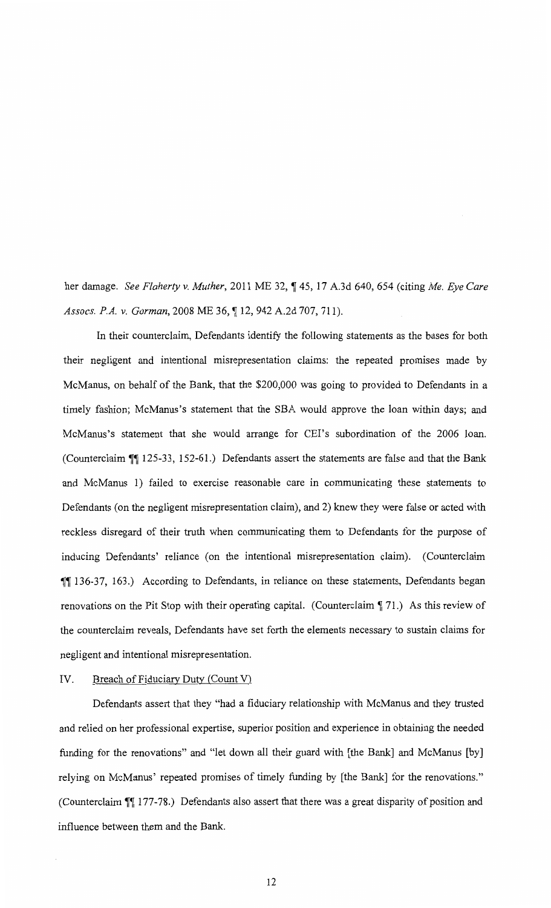her damage. *See Flaherty v. Muther*, 2011 ME 32, ¶ 45, 17 A.3d 640, 654 (citing *Me. Eye Care Assocs. P.A. v. Gorman*, 2008 ME 36, ¶ 12, 942 A.2d 707, 711).

In their counterclaim, Defendants identify the following statements as the bases for both their negligent and intentional misrepresentation claims: the repeated promises made by McManus, on behalf of the Bank, that the $200,000 was going to provided to Defendants in a timely fashion; McManus's statement that the SBA would approve the loan within days; and McManus's statement that she would arrange for CEI's subordination of the 2006 loan. (Counterclaim ¶¶ 125-33, 152-61.) Defendants assert the statements are false and that the Bank and McManus 1) failed to exercise reasonable care in communicating these statements to Defendants (on the negligent misrepresentation claim), and 2) knew they were false or acted with reckless disregard of their truth when communicating them to Defendants for the purpose of inducing Defendants' reliance (on the intentional misrepresentation claim). (Counterclaim ¶¶ 136-37, 163.) According to Defendants, in reliance on these statements, Defendants began renovations on the Pit Stop with their operating capital. (Counterclaim ¶ 71.) As this review of the counterclaim reveals, Defendants have set forth the elements necessary to sustain claims for negligent and intentional misrepresentation.

## IV. Breach of Fiduciary Duty (Count V)

Defendants assert that they "had a fiduciary relationship with McManus and they trusted and relied on her professional expertise, superior position and experience in obtaining the needed funding for the renovations" and "let down all their guard with [the Bank] and McManus [by] relying on McManus' repeated promises of timely funding by [the Bank] for the renovations." (Counterclaim ¶¶ 177-78.) Defendants also assert that there was a great disparity of position and influence between them and the Bank.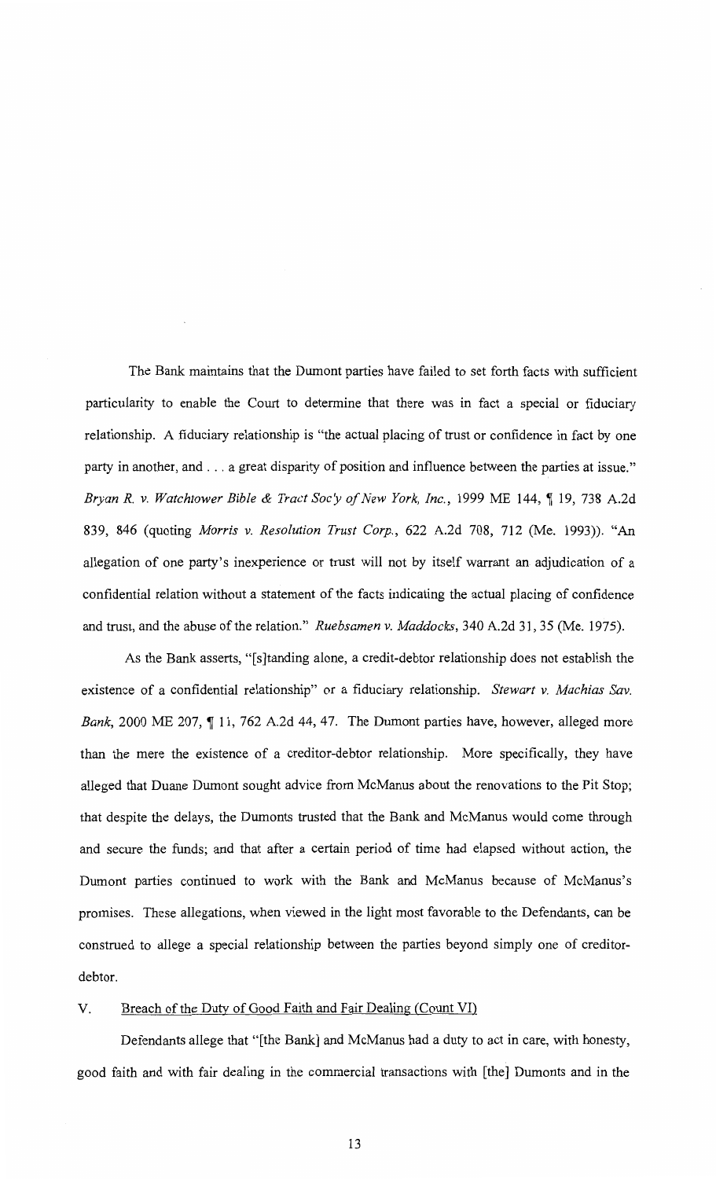The Bank maintains that the Dumont parties have failed to set forth facts with sufficient particularity to enable the Court to determine that there was in fact a special or fiduciary relationship. A fiduciary relationship is "the actual placing of trust or confidence in fact by one party in another, and . . . a great disparity of position and influence between the parties at issue." *Bryan R. v. Watchtower Bible & Tract Soc'y of New York, Inc.*, 1999 ME 144, ¶ 19, 738 A.2d 839, 846 (quoting *Morris v. Resolution Trust Corp.*, 622 A.2d 708, 712 (Me. 1993)). "An allegation of one party's inexperience or trust will not by itself warrant an adjudication of a confidential relation without a statement of the facts indicating the actual placing of confidence and trust, and the abuse of the relation." *Ruebsamen v. Maddocks*, 340 A.2d 31, 35 (Me. 1975).

As the Bank asserts, "[s]tanding alone, a credit-debtor relationship does not establish the existence of a confidential relationship" or a fiduciary relationship. *Stewart v. Machias Sav. Bank*, 2000 ME 207, ¶ 11, 762 A.2d 44, 47. The Dumont parties have, however, alleged more than the mere the existence of a creditor-debtor relationship. More specifically, they have alleged that Duane Dumont sought advice from McManus about the renovations to the Pit Stop; that despite the delays, the Dumonts trusted that the Bank and McManus would come through and secure the funds; and that after a certain period of time had elapsed without action, the Dumont parties continued to work with the Bank and McManus because of McManus's promises. These allegations, when viewed in the light most favorable to the Defendants, can be construed to allege a special relationship between the parties beyond simply one of creditor-debtor.

## V. Breach of the Duty of Good Faith and Fair Dealing (Count VI)

Defendants allege that "[the Bank] and McManus had a duty to act in care, with honesty, good faith and with fair dealing in the commercial transactions with [the] Dumonts and in the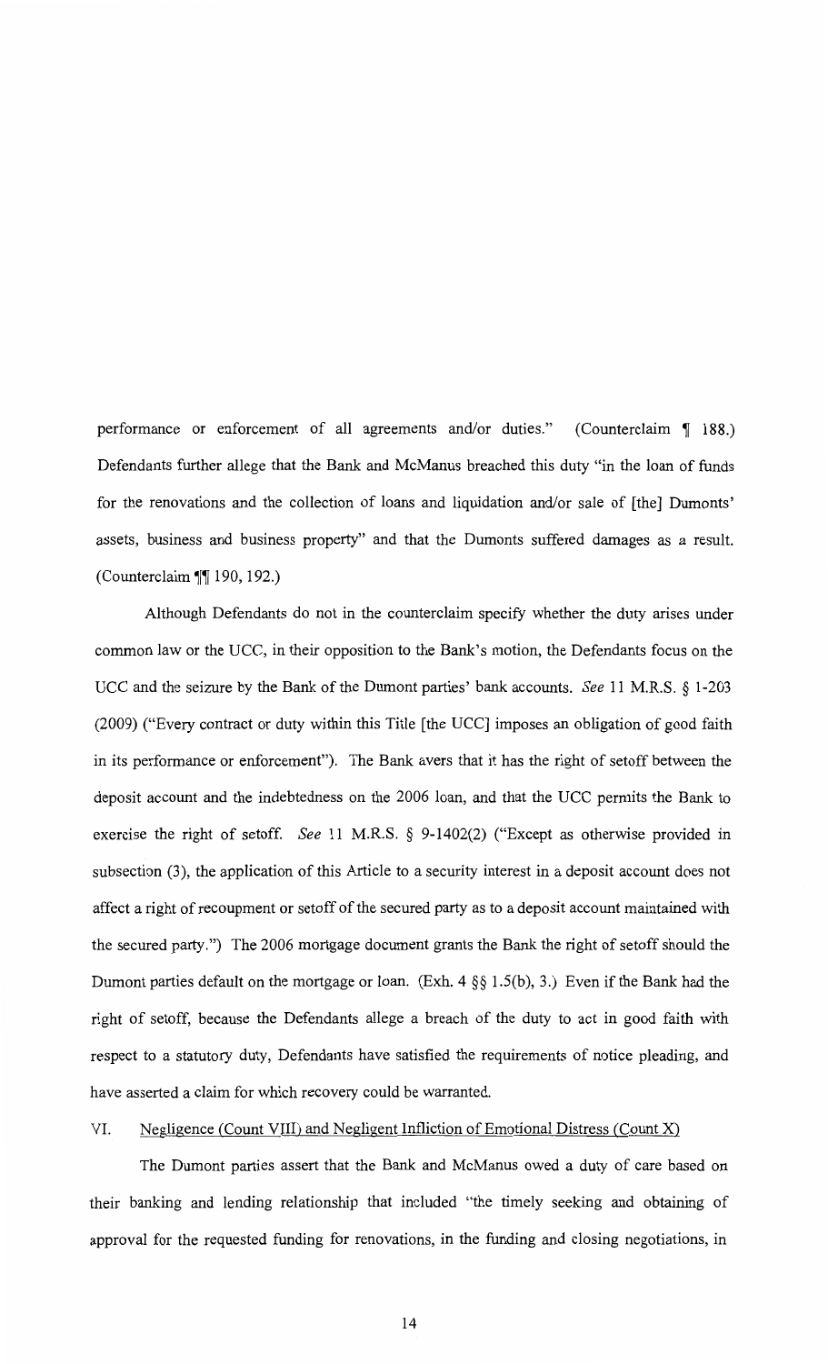performance or enforcement of all agreements and/or duties." (Counterclaim ¶ 188.) Defendants further allege that the Bank and McManus breached this duty "in the loan of funds for the renovations and the collection of loans and liquidation and/or sale of [the] Dumonts' assets, business and business property" and that the Dumonts suffered damages as a result. (Counterclaim ¶¶ 190, 192.)

Although Defendants do not in the counterclaim specify whether the duty arises under common law or the UCC, in their opposition to the Bank's motion, the Defendants focus on the UCC and the seizure by the Bank of the Dumont parties' bank accounts. *See* 11 M.R.S. § 1-203 (2009) ("Every contract or duty within this Title [the UCC] imposes an obligation of good faith in its performance or enforcement"). The Bank avers that it has the right of setoff between the deposit account and the indebtedness on the 2006 loan, and that the UCC permits the Bank to exercise the right of setoff. *See* 11 M.R.S. § 9-1402(2) ("Except as otherwise provided in subsection (3), the application of this Article to a security interest in a deposit account does not affect a right of recoupment or setoff of the secured party as to a deposit account maintained with the secured party.") The 2006 mortgage document grants the Bank the right of setoff should the Dumont parties default on the mortgage or loan. (Exh. 4 §§ 1.5(b), 3.) Even if the Bank had the right of setoff, because the Defendants allege a breach of the duty to act in good faith with respect to a statutory duty, Defendants have satisfied the requirements of notice pleading, and have asserted a claim for which recovery could be warranted.

## VI. Negligence (Count VIII) and Negligent Infliction of Emotional Distress (Count X)

The Dumont parties assert that the Bank and McManus owed a duty of care based on their banking and lending relationship that included "the timely seeking and obtaining of approval for the requested funding for renovations, in the funding and closing negotiations, in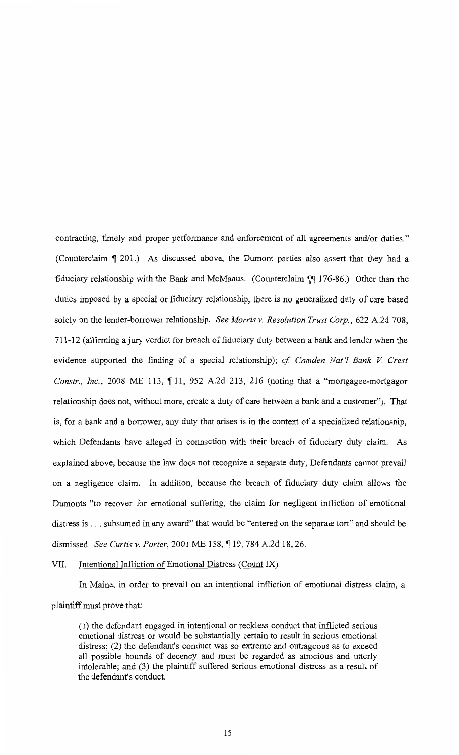contracting, timely and proper performance and enforcement of all agreements and/or duties." (Counterclaim ¶ 201.) As discussed above, the Dumont parties also assert that they had a fiduciary relationship with the Bank and McManus. (Counterclaim ¶¶ 176-86.) Other than the duties imposed by a special or fiduciary relationship, there is no generalized duty of care based solely on the lender-borrower relationship. *See Morris v. Resolution Trust Corp.*, 622 A.2d 708, 711-12 (affirming a jury verdict for breach of fiduciary duty between a bank and lender when the evidence supported the finding of a special relationship); *cf. Camden Nat'l Bank V. Crest Constr., Inc.*, 2008 ME 113, ¶ 11, 952 A.2d 213, 216 (noting that a "mortgagee-mortgagor relationship does not, without more, create a duty of care between a bank and a customer"). That is, for a bank and a borrower, any duty that arises is in the context of a specialized relationship, which Defendants have alleged in connection with their breach of fiduciary duty claim. As explained above, because the law does not recognize a separate duty, Defendants cannot prevail on a negligence claim. In addition, because the breach of fiduciary duty claim allows the Dumonts "to recover for emotional suffering, the claim for negligent infliction of emotional distress is . . . subsumed in any award" that would be "entered on the separate tort" and should be dismissed. *See Curtis v. Porter*, 2001 ME 158, ¶ 19, 784 A.2d 18, 26.

## VII. Intentional Infliction of Emotional Distress (Count IX)

In Maine, in order to prevail on an intentional infliction of emotional distress claim, a plaintiff must prove that:

> (1) the defendant engaged in intentional or reckless conduct that inflicted serious emotional distress or would be substantially certain to result in serious emotional distress; (2) the defendant's conduct was so extreme and outrageous as to exceed all possible bounds of decency and must be regarded as atrocious and utterly intolerable; and (3) the plaintiff suffered serious emotional distress as a result of the defendant's conduct.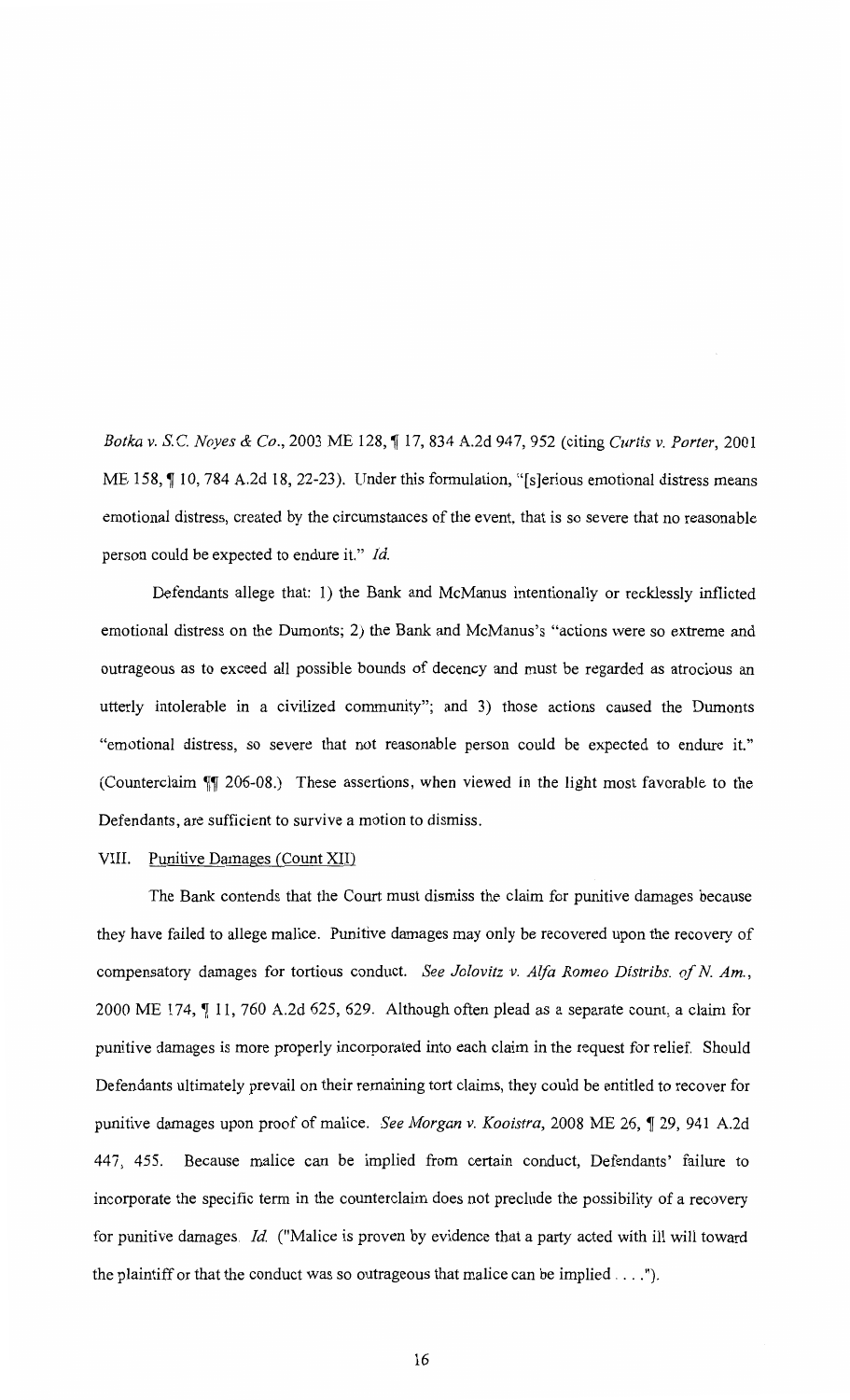*Botka v. S.C. Noyes & Co.*, 2003 ME 128, ¶ 17, 834 A.2d 947, 952 (citing *Curtis v. Porter*, 2001 ME 158, ¶ 10, 784 A.2d 18, 22-23). Under this formulation, "[s]erious emotional distress means emotional distress, created by the circumstances of the event, that is so severe that no reasonable person could be expected to endure it." *Id.*

Defendants allege that: 1) the Bank and McManus intentionally or recklessly inflicted emotional distress on the Dumonts; 2) the Bank and McManus's "actions were so extreme and outrageous as to exceed all possible bounds of decency and must be regarded as atrocious an utterly intolerable in a civilized community"; and 3) those actions caused the Dumonts "emotional distress, so severe that not reasonable person could be expected to endure it." (Counterclaim ¶¶ 206-08.) These assertions, when viewed in the light most favorable to the Defendants, are sufficient to survive a motion to dismiss.

VIII. Punitive Damages (Count XII)

The Bank contends that the Court must dismiss the claim for punitive damages because they have failed to allege malice. Punitive damages may only be recovered upon the recovery of compensatory damages for tortious conduct. *See Jolovitz v. Alfa Romeo Distribs. of N. Am.*, 2000 ME 174, ¶ 11, 760 A.2d 625, 629. Although often plead as a separate count, a claim for punitive damages is more properly incorporated into each claim in the request for relief. Should Defendants ultimately prevail on their remaining tort claims, they could be entitled to recover for punitive damages upon proof of malice. *See Morgan v. Kooistra*, 2008 ME 26, ¶ 29, 941 A.2d 447, 455. Because malice can be implied from certain conduct, Defendants' failure to incorporate the specific term in the counterclaim does not preclude the possibility of a recovery for punitive damages. *Id.* ("Malice is proven by evidence that a party acted with ill will toward the plaintiff or that the conduct was so outrageous that malice can be implied . . . .").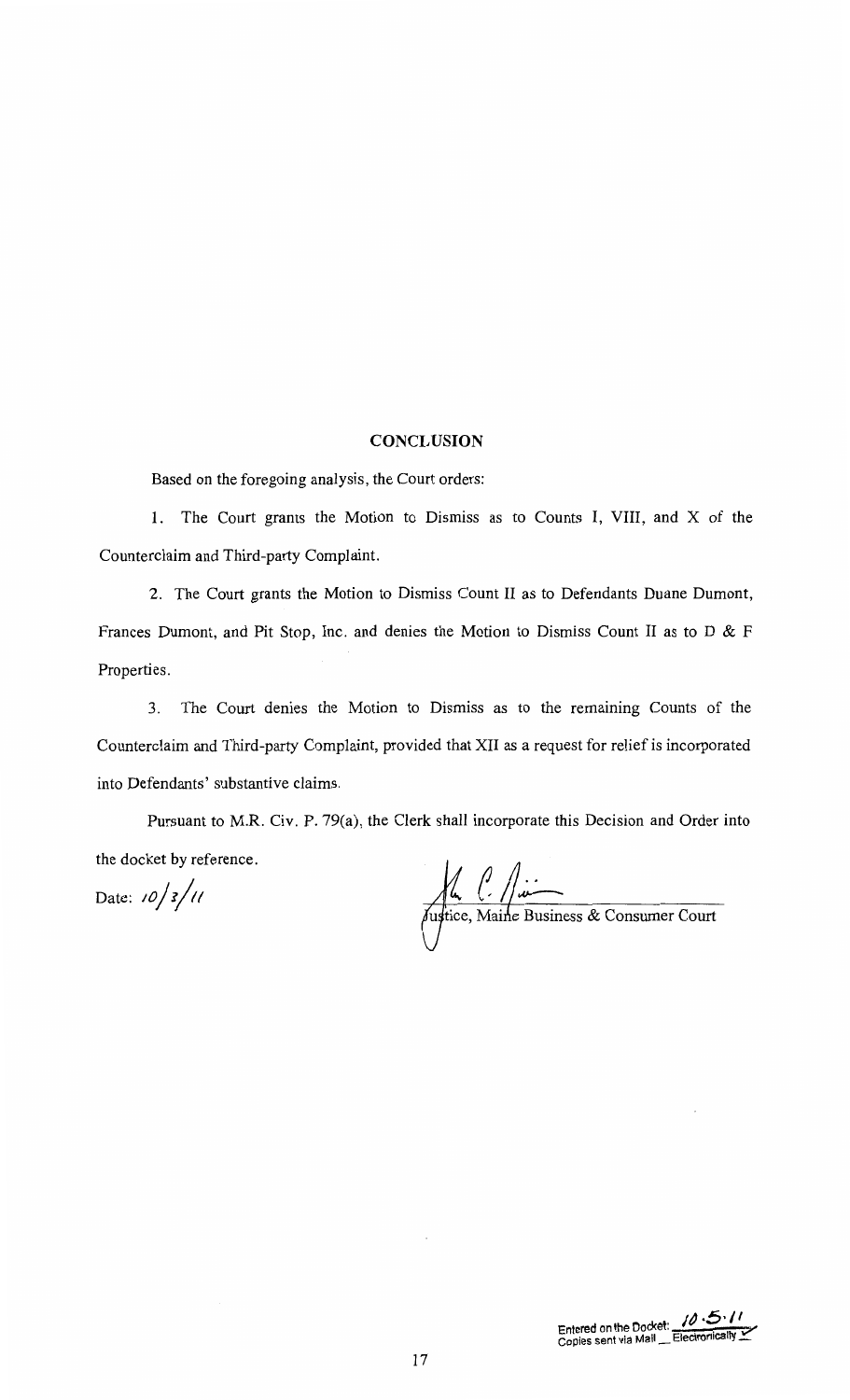## CONCLUSION

Based on the foregoing analysis, the Court orders:

1. The Court grants the Motion to Dismiss as to Counts I, VIII, and X of the Counterclaim and Third-party Complaint.

2. The Court grants the Motion to Dismiss Count II as to Defendants Duane Dumont, Frances Dumont, and Pit Stop, Inc. and denies the Motion to Dismiss Count II as to D & F Properties.

3. The Court denies the Motion to Dismiss as to the remaining Counts of the Counterclaim and Third-party Complaint, provided that XII as a request for relief is incorporated into Defendants' substantive claims.

Pursuant to M.R. Civ. P. 79(a), the Clerk shall incorporate this Decision and Order into the docket by reference.

Date: 10/3/11

Justice, Maine Business & Consumer Court

Entered on the Docket: 10.5.11
Copies sent via Mail ___ Electronically ✓